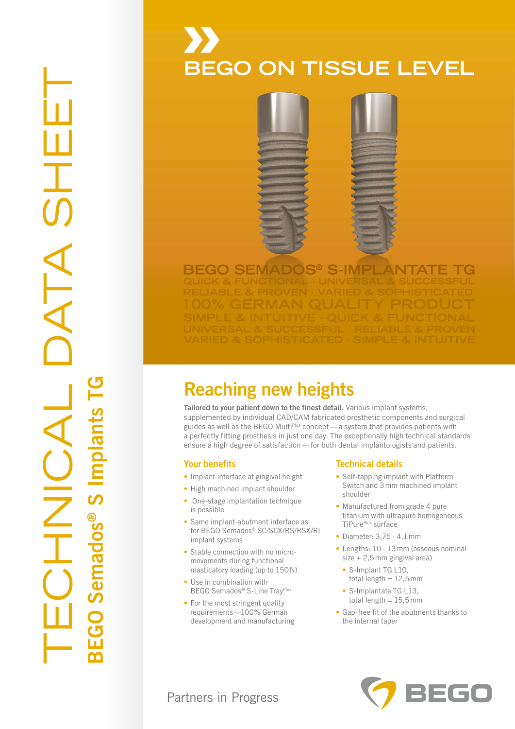# TECHNICAL DATA SHEET

## BEGO Semados® S Implants TG

# BEGO ON TISSUE LEVEL

BEGO SEMADOS® S-IMPLANTATE TG
QUICK & FUNCTIONAL · UNIVERSAL & SUCCESSFUL
RELIABLE & PROVEN · VARIED & SOPHISTICATED
100% GERMAN QUALITY PRODUCT
SIMPLE & INTUITIVE · QUICK & FUNCTIONAL
UNIVERSAL & SUCCESSFUL · RELIABLE & PROVEN
VARIED & SOPHISTICATED · SIMPLE & INTUITIVE

## Reaching new heights

**Tailored to your patient down to the finest detail.** Various implant systems, supplemented by individual CAD/CAM fabricated prosthetic components and surgical guides as well as the BEGO Multi[Plus] concept — a system that provides patients with a perfectly fitting prosthesis in just one day. The exceptionally high technical standards ensure a high degree of satisfaction — for both dental implantologists and patients.

### Your benefits

- Implant interface at gingival height
- High machined implant shoulder
- One-stage implantation technique is possible
- Same implant-abutment interface as for BEGO Semados® SC/SCX/RS/RSX/RI implant systems
- Stable connection with no micro-movements during functional masticatory loading (up to 150 N)
- Use in combination with BEGO Semados® S-Line Tray[Plus]
- For the most stringent quality requirements — 100% German development and manufacturing

### Technical details

- Self-tapping implant with Platform Switch and 3 mm machined implant shoulder
- Manufactured from grade 4 pure titanium with ultrapure homogeneous TiPure[Plus] surface
- Diameter: 3,75 · 4,1 mm
- Lengths: 10 · 13 mm (osseous nominal size + 2,5 mm gingival area)
  - S-Implant TG L10, total length = 12,5 mm
  - S-Implantate TG L13, total length = 15,5 mm
- Gap-free fit of the abutments thanks to the internal taper

Partners in Progress

BEGO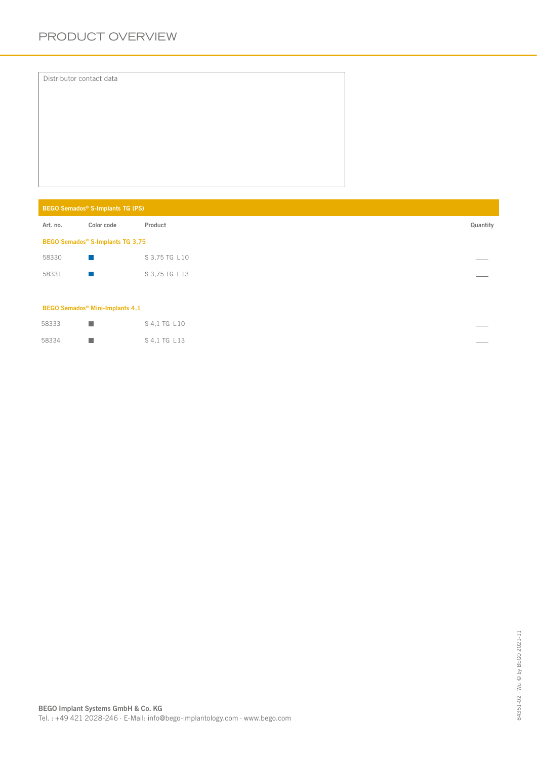# PRODUCT OVERVIEW

Distributor contact data

| BEGO Semados® S-Implants TG (PS) | | | |
|---|---|---|---|
| **Art. no.** | **Color code** | **Product** | **Quantity** |
| **BEGO Semados® S-Implants TG 3,75** | | | |
| 58330 | ■ | S 3,75 TG L10 | ____ |
| 58331 | ■ | S 3,75 TG L13 | ____ |
| **BEGO Semados® Mini-Implants 4,1** | | | |
| 58333 | ■ | S 4,1 TG L10 | ____ |
| 58334 | ■ | S 4,1 TG L13 | ____ |

**BEGO Implant Systems GmbH & Co. KG**
Tel. : +49 421 2028-246 · E-Mail: info@bego-implantology.com · www.bego.com

84351-02 · Wu © by BEGO 2021-11